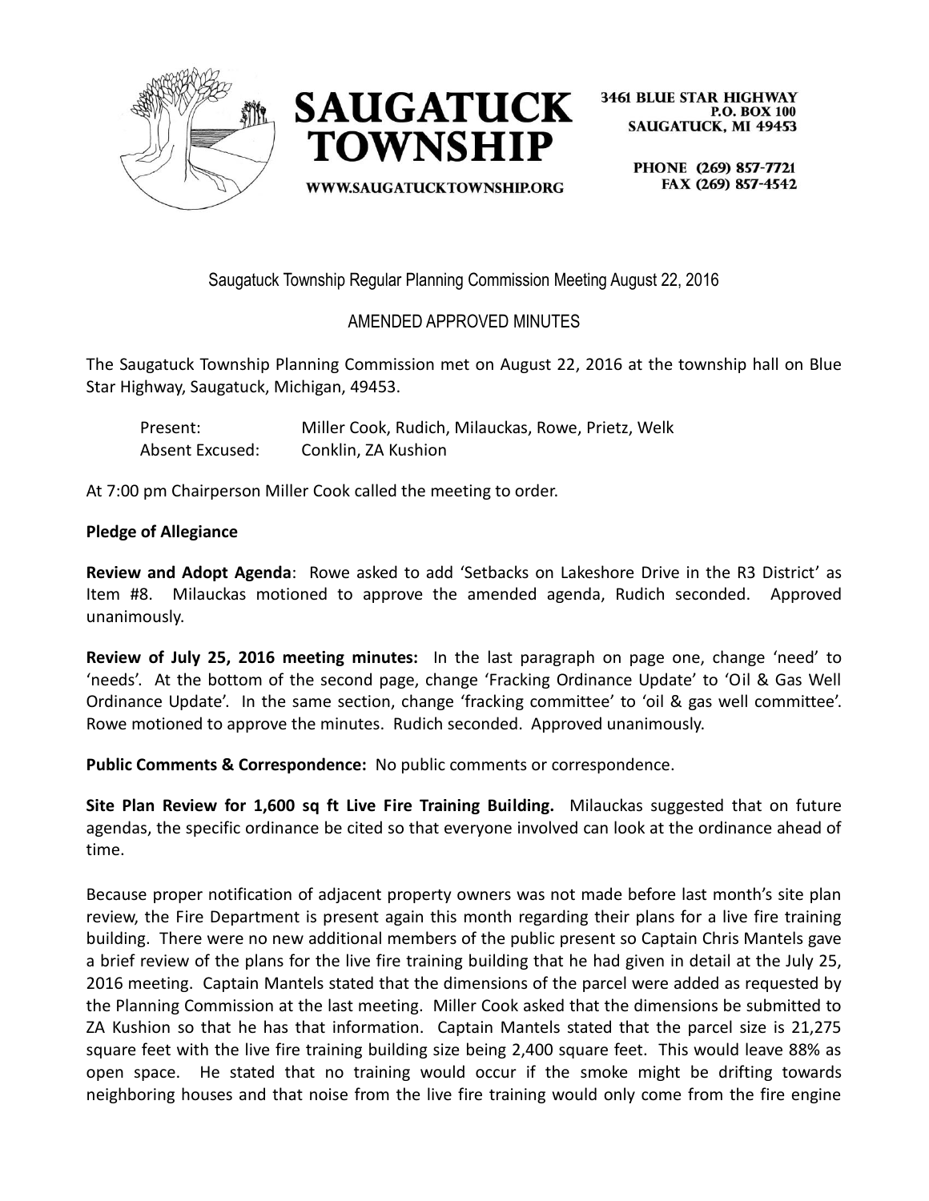# SAUGATUCK TOWNSHIP

WWW.SAUGATUCKTOWNSHIP.ORG

3461 BLUE STAR HIGHWAY
P.O. BOX 100
SAUGATUCK, MI 49453

PHONE (269) 857-7721
FAX (269) 857-4542

Saugatuck Township Regular Planning Commission Meeting August 22, 2016

AMENDED APPROVED MINUTES

The Saugatuck Township Planning Commission met on August 22, 2016 at the township hall on Blue Star Highway, Saugatuck, Michigan, 49453.

| | |
|---|---|
| Present: | Miller Cook, Rudich, Milauckas, Rowe, Prietz, Welk |
| Absent Excused: | Conklin, ZA Kushion |

At 7:00 pm Chairperson Miller Cook called the meeting to order.

**Pledge of Allegiance**

**Review and Adopt Agenda**: Rowe asked to add 'Setbacks on Lakeshore Drive in the R3 District' as Item #8. Milauckas motioned to approve the amended agenda, Rudich seconded. Approved unanimously.

**Review of July 25, 2016 meeting minutes:** In the last paragraph on page one, change 'need' to 'needs'. At the bottom of the second page, change 'Fracking Ordinance Update' to 'Oil & Gas Well Ordinance Update'. In the same section, change 'fracking committee' to 'oil & gas well committee'. Rowe motioned to approve the minutes. Rudich seconded. Approved unanimously.

**Public Comments & Correspondence:** No public comments or correspondence.

**Site Plan Review for 1,600 sq ft Live Fire Training Building.** Milauckas suggested that on future agendas, the specific ordinance be cited so that everyone involved can look at the ordinance ahead of time.

Because proper notification of adjacent property owners was not made before last month's site plan review, the Fire Department is present again this month regarding their plans for a live fire training building. There were no new additional members of the public present so Captain Chris Mantels gave a brief review of the plans for the live fire training building that he had given in detail at the July 25, 2016 meeting. Captain Mantels stated that the dimensions of the parcel were added as requested by the Planning Commission at the last meeting. Miller Cook asked that the dimensions be submitted to ZA Kushion so that he has that information. Captain Mantels stated that the parcel size is 21,275 square feet with the live fire training building size being 2,400 square feet. This would leave 88% as open space. He stated that no training would occur if the smoke might be drifting towards neighboring houses and that noise from the live fire training would only come from the fire engine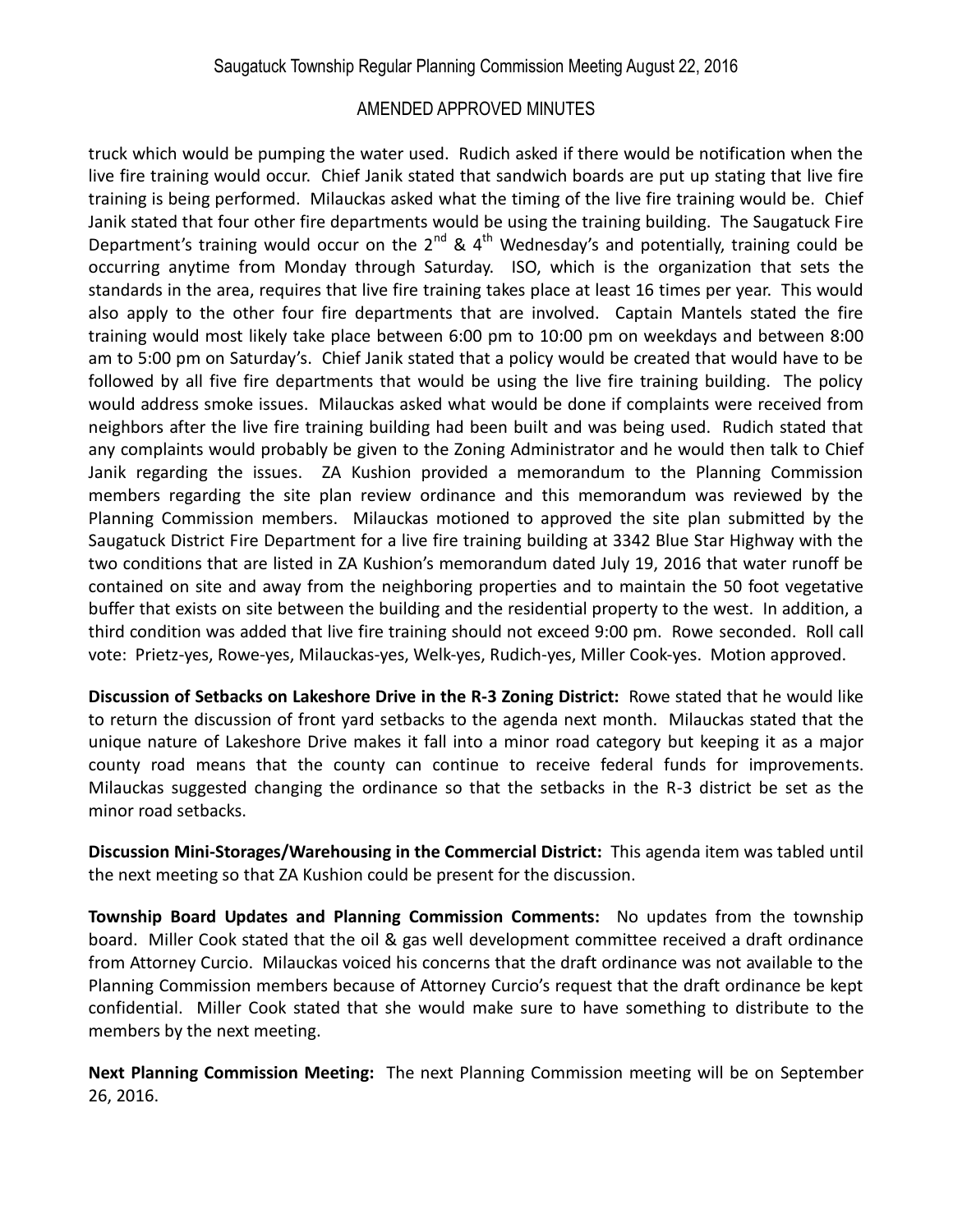truck which would be pumping the water used. Rudich asked if there would be notification when the live fire training would occur. Chief Janik stated that sandwich boards are put up stating that live fire training is being performed. Milauckas asked what the timing of the live fire training would be. Chief Janik stated that four other fire departments would be using the training building. The Saugatuck Fire Department's training would occur on the 2nd & 4th Wednesday's and potentially, training could be occurring anytime from Monday through Saturday. ISO, which is the organization that sets the standards in the area, requires that live fire training takes place at least 16 times per year. This would also apply to the other four fire departments that are involved. Captain Mantels stated the fire training would most likely take place between 6:00 pm to 10:00 pm on weekdays and between 8:00 am to 5:00 pm on Saturday's. Chief Janik stated that a policy would be created that would have to be followed by all five fire departments that would be using the live fire training building. The policy would address smoke issues. Milauckas asked what would be done if complaints were received from neighbors after the live fire training building had been built and was being used. Rudich stated that any complaints would probably be given to the Zoning Administrator and he would then talk to Chief Janik regarding the issues. ZA Kushion provided a memorandum to the Planning Commission members regarding the site plan review ordinance and this memorandum was reviewed by the Planning Commission members. Milauckas motioned to approved the site plan submitted by the Saugatuck District Fire Department for a live fire training building at 3342 Blue Star Highway with the two conditions that are listed in ZA Kushion's memorandum dated July 19, 2016 that water runoff be contained on site and away from the neighboring properties and to maintain the 50 foot vegetative buffer that exists on site between the building and the residential property to the west. In addition, a third condition was added that live fire training should not exceed 9:00 pm. Rowe seconded. Roll call vote: Prietz-yes, Rowe-yes, Milauckas-yes, Welk-yes, Rudich-yes, Miller Cook-yes. Motion approved.

**Discussion of Setbacks on Lakeshore Drive in the R-3 Zoning District:** Rowe stated that he would like to return the discussion of front yard setbacks to the agenda next month. Milauckas stated that the unique nature of Lakeshore Drive makes it fall into a minor road category but keeping it as a major county road means that the county can continue to receive federal funds for improvements. Milauckas suggested changing the ordinance so that the setbacks in the R-3 district be set as the minor road setbacks.

**Discussion Mini-Storages/Warehousing in the Commercial District:** This agenda item was tabled until the next meeting so that ZA Kushion could be present for the discussion.

**Township Board Updates and Planning Commission Comments:** No updates from the township board. Miller Cook stated that the oil & gas well development committee received a draft ordinance from Attorney Curcio. Milauckas voiced his concerns that the draft ordinance was not available to the Planning Commission members because of Attorney Curcio's request that the draft ordinance be kept confidential. Miller Cook stated that she would make sure to have something to distribute to the members by the next meeting.

**Next Planning Commission Meeting:** The next Planning Commission meeting will be on September 26, 2016.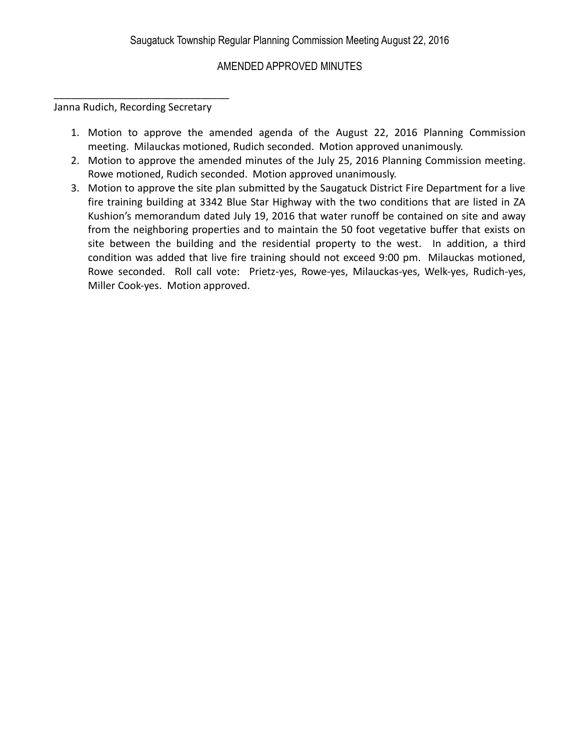Saugatuck Township Regular Planning Commission Meeting August 22, 2016

AMENDED APPROVED MINUTES

_______________________________

Janna Rudich, Recording Secretary

1. Motion to approve the amended agenda of the August 22, 2016 Planning Commission meeting. Milauckas motioned, Rudich seconded. Motion approved unanimously.
2. Motion to approve the amended minutes of the July 25, 2016 Planning Commission meeting. Rowe motioned, Rudich seconded. Motion approved unanimously.
3. Motion to approve the site plan submitted by the Saugatuck District Fire Department for a live fire training building at 3342 Blue Star Highway with the two conditions that are listed in ZA Kushion's memorandum dated July 19, 2016 that water runoff be contained on site and away from the neighboring properties and to maintain the 50 foot vegetative buffer that exists on site between the building and the residential property to the west. In addition, a third condition was added that live fire training should not exceed 9:00 pm. Milauckas motioned, Rowe seconded. Roll call vote: Prietz-yes, Rowe-yes, Milauckas-yes, Welk-yes, Rudich-yes, Miller Cook-yes. Motion approved.